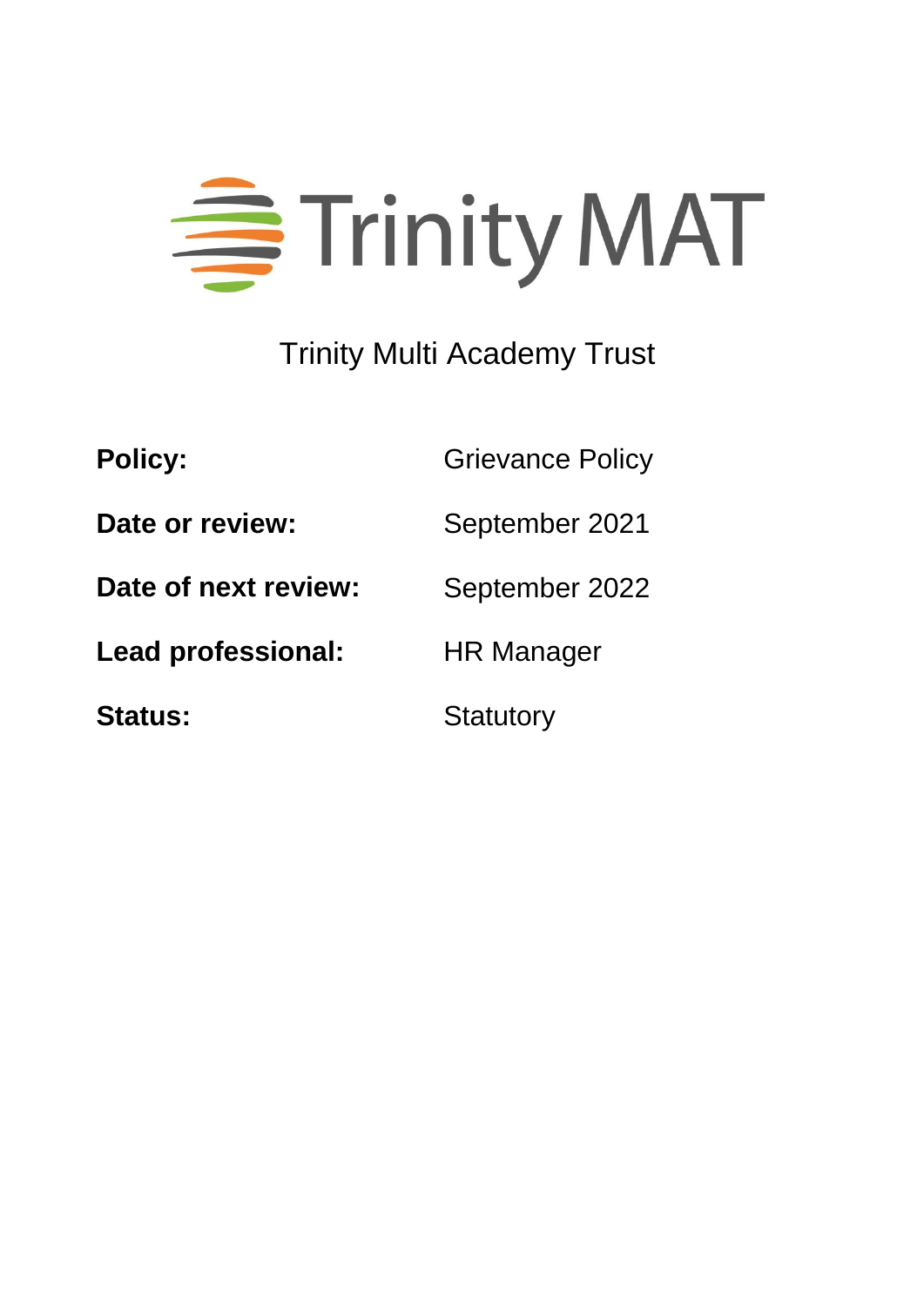Trinity MAT

Trinity Multi Academy Trust

| | |
|---|---|
| **Policy:** | Grievance Policy |
| **Date or review:** | September 2021 |
| **Date of next review:** | September 2022 |
| **Lead professional:** | HR Manager |
| **Status:** | Statutory |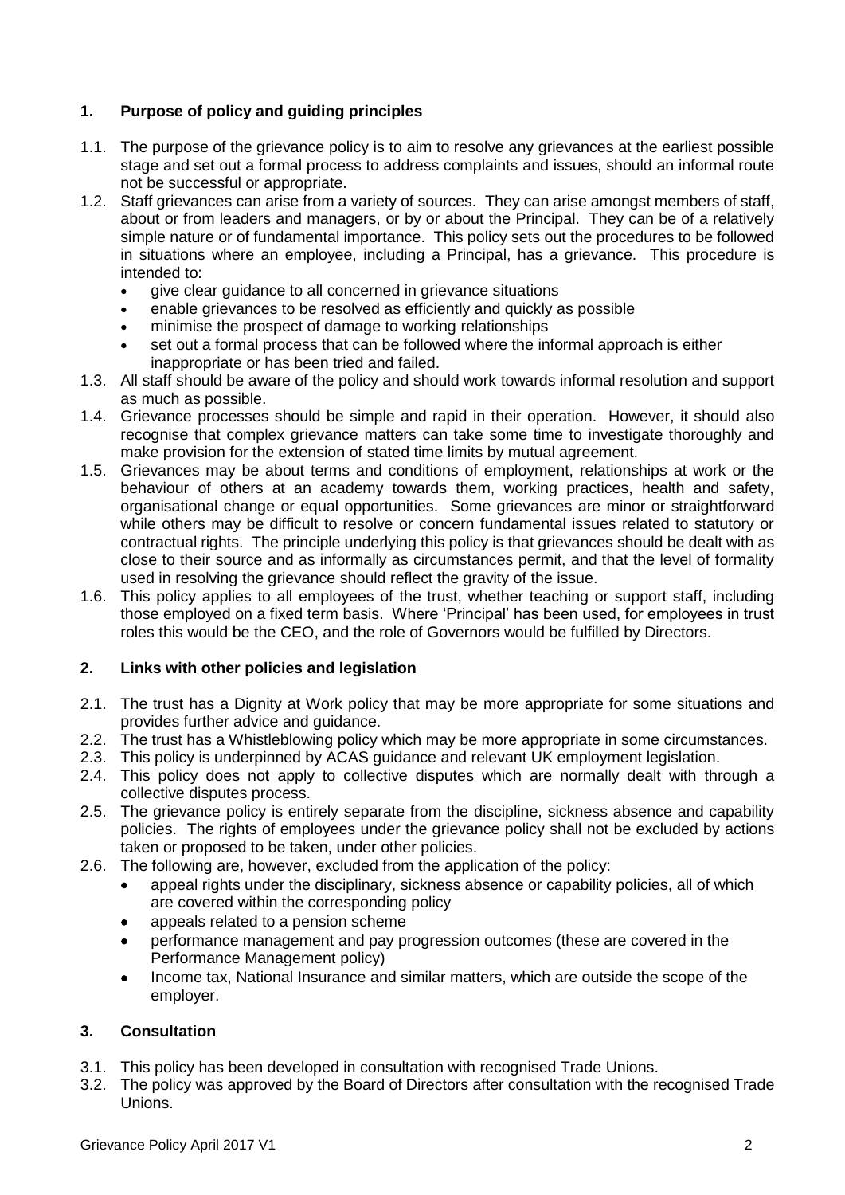## 1. Purpose of policy and guiding principles

1.1. The purpose of the grievance policy is to aim to resolve any grievances at the earliest possible stage and set out a formal process to address complaints and issues, should an informal route not be successful or appropriate.

1.2. Staff grievances can arise from a variety of sources. They can arise amongst members of staff, about or from leaders and managers, or by or about the Principal. They can be of a relatively simple nature or of fundamental importance. This policy sets out the procedures to be followed in situations where an employee, including a Principal, has a grievance. This procedure is intended to:

- give clear guidance to all concerned in grievance situations
- enable grievances to be resolved as efficiently and quickly as possible
- minimise the prospect of damage to working relationships
- set out a formal process that can be followed where the informal approach is either inappropriate or has been tried and failed.

1.3. All staff should be aware of the policy and should work towards informal resolution and support as much as possible.

1.4. Grievance processes should be simple and rapid in their operation. However, it should also recognise that complex grievance matters can take some time to investigate thoroughly and make provision for the extension of stated time limits by mutual agreement.

1.5. Grievances may be about terms and conditions of employment, relationships at work or the behaviour of others at an academy towards them, working practices, health and safety, organisational change or equal opportunities. Some grievances are minor or straightforward while others may be difficult to resolve or concern fundamental issues related to statutory or contractual rights. The principle underlying this policy is that grievances should be dealt with as close to their source and as informally as circumstances permit, and that the level of formality used in resolving the grievance should reflect the gravity of the issue.

1.6. This policy applies to all employees of the trust, whether teaching or support staff, including those employed on a fixed term basis. Where 'Principal' has been used, for employees in trust roles this would be the CEO, and the role of Governors would be fulfilled by Directors.

## 2. Links with other policies and legislation

2.1. The trust has a Dignity at Work policy that may be more appropriate for some situations and provides further advice and guidance.

2.2. The trust has a Whistleblowing policy which may be more appropriate in some circumstances.

2.3. This policy is underpinned by ACAS guidance and relevant UK employment legislation.

2.4. This policy does not apply to collective disputes which are normally dealt with through a collective disputes process.

2.5. The grievance policy is entirely separate from the discipline, sickness absence and capability policies. The rights of employees under the grievance policy shall not be excluded by actions taken or proposed to be taken, under other policies.

2.6. The following are, however, excluded from the application of the policy:

- appeal rights under the disciplinary, sickness absence or capability policies, all of which are covered within the corresponding policy
- appeals related to a pension scheme
- performance management and pay progression outcomes (these are covered in the Performance Management policy)
- Income tax, National Insurance and similar matters, which are outside the scope of the employer.

## 3. Consultation

3.1. This policy has been developed in consultation with recognised Trade Unions.

3.2. The policy was approved by the Board of Directors after consultation with the recognised Trade Unions.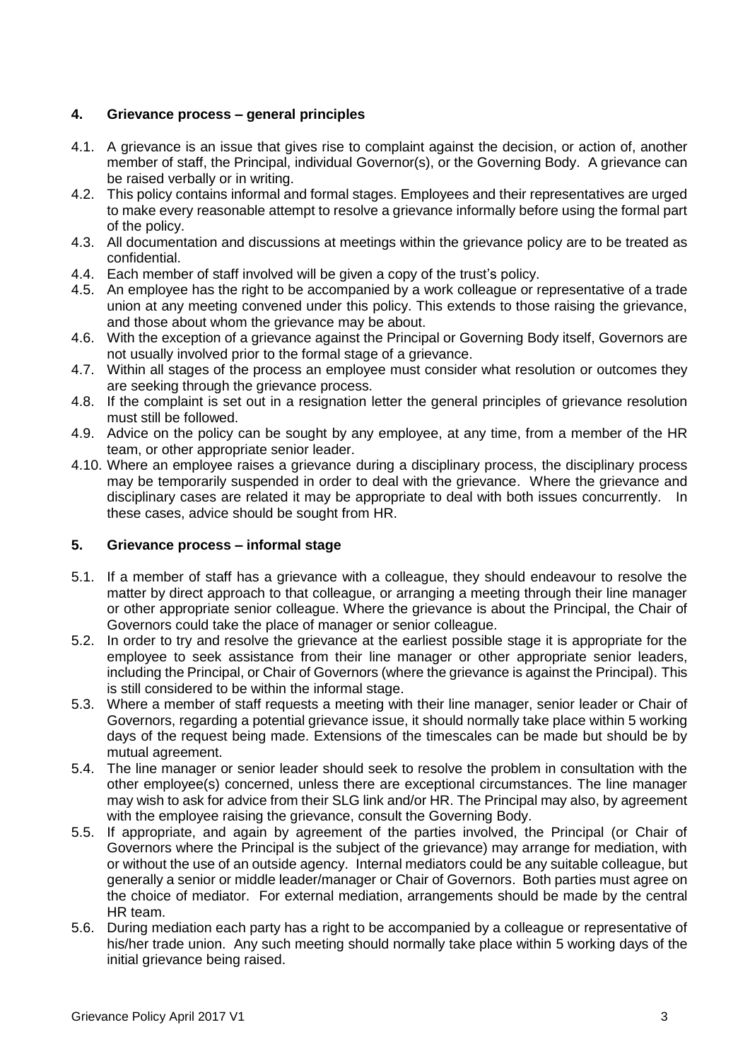## 4. Grievance process – general principles

4.1. A grievance is an issue that gives rise to complaint against the decision, or action of, another member of staff, the Principal, individual Governor(s), or the Governing Body. A grievance can be raised verbally or in writing.

4.2. This policy contains informal and formal stages. Employees and their representatives are urged to make every reasonable attempt to resolve a grievance informally before using the formal part of the policy.

4.3. All documentation and discussions at meetings within the grievance policy are to be treated as confidential.

4.4. Each member of staff involved will be given a copy of the trust's policy.

4.5. An employee has the right to be accompanied by a work colleague or representative of a trade union at any meeting convened under this policy. This extends to those raising the grievance, and those about whom the grievance may be about.

4.6. With the exception of a grievance against the Principal or Governing Body itself, Governors are not usually involved prior to the formal stage of a grievance.

4.7. Within all stages of the process an employee must consider what resolution or outcomes they are seeking through the grievance process.

4.8. If the complaint is set out in a resignation letter the general principles of grievance resolution must still be followed.

4.9. Advice on the policy can be sought by any employee, at any time, from a member of the HR team, or other appropriate senior leader.

4.10. Where an employee raises a grievance during a disciplinary process, the disciplinary process may be temporarily suspended in order to deal with the grievance. Where the grievance and disciplinary cases are related it may be appropriate to deal with both issues concurrently. In these cases, advice should be sought from HR.

## 5. Grievance process – informal stage

5.1. If a member of staff has a grievance with a colleague, they should endeavour to resolve the matter by direct approach to that colleague, or arranging a meeting through their line manager or other appropriate senior colleague. Where the grievance is about the Principal, the Chair of Governors could take the place of manager or senior colleague.

5.2. In order to try and resolve the grievance at the earliest possible stage it is appropriate for the employee to seek assistance from their line manager or other appropriate senior leaders, including the Principal, or Chair of Governors (where the grievance is against the Principal). This is still considered to be within the informal stage.

5.3. Where a member of staff requests a meeting with their line manager, senior leader or Chair of Governors, regarding a potential grievance issue, it should normally take place within 5 working days of the request being made. Extensions of the timescales can be made but should be by mutual agreement.

5.4. The line manager or senior leader should seek to resolve the problem in consultation with the other employee(s) concerned, unless there are exceptional circumstances. The line manager may wish to ask for advice from their SLG link and/or HR. The Principal may also, by agreement with the employee raising the grievance, consult the Governing Body.

5.5. If appropriate, and again by agreement of the parties involved, the Principal (or Chair of Governors where the Principal is the subject of the grievance) may arrange for mediation, with or without the use of an outside agency. Internal mediators could be any suitable colleague, but generally a senior or middle leader/manager or Chair of Governors. Both parties must agree on the choice of mediator. For external mediation, arrangements should be made by the central HR team.

5.6. During mediation each party has a right to be accompanied by a colleague or representative of his/her trade union. Any such meeting should normally take place within 5 working days of the initial grievance being raised.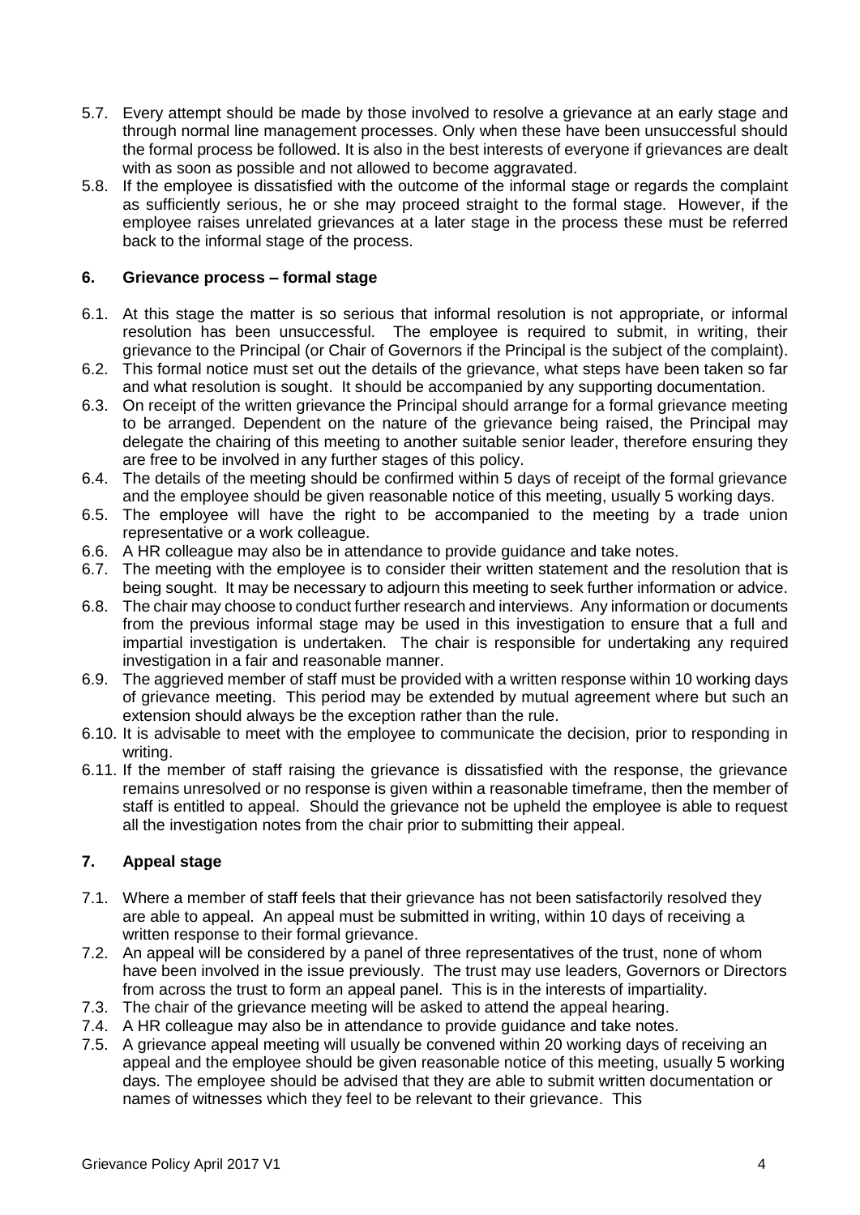5.7. Every attempt should be made by those involved to resolve a grievance at an early stage and through normal line management processes. Only when these have been unsuccessful should the formal process be followed. It is also in the best interests of everyone if grievances are dealt with as soon as possible and not allowed to become aggravated.

5.8. If the employee is dissatisfied with the outcome of the informal stage or regards the complaint as sufficiently serious, he or she may proceed straight to the formal stage. However, if the employee raises unrelated grievances at a later stage in the process these must be referred back to the informal stage of the process.

## 6. Grievance process – formal stage

6.1. At this stage the matter is so serious that informal resolution is not appropriate, or informal resolution has been unsuccessful. The employee is required to submit, in writing, their grievance to the Principal (or Chair of Governors if the Principal is the subject of the complaint).

6.2. This formal notice must set out the details of the grievance, what steps have been taken so far and what resolution is sought. It should be accompanied by any supporting documentation.

6.3. On receipt of the written grievance the Principal should arrange for a formal grievance meeting to be arranged. Dependent on the nature of the grievance being raised, the Principal may delegate the chairing of this meeting to another suitable senior leader, therefore ensuring they are free to be involved in any further stages of this policy.

6.4. The details of the meeting should be confirmed within 5 days of receipt of the formal grievance and the employee should be given reasonable notice of this meeting, usually 5 working days.

6.5. The employee will have the right to be accompanied to the meeting by a trade union representative or a work colleague.

6.6. A HR colleague may also be in attendance to provide guidance and take notes.

6.7. The meeting with the employee is to consider their written statement and the resolution that is being sought. It may be necessary to adjourn this meeting to seek further information or advice.

6.8. The chair may choose to conduct further research and interviews. Any information or documents from the previous informal stage may be used in this investigation to ensure that a full and impartial investigation is undertaken. The chair is responsible for undertaking any required investigation in a fair and reasonable manner.

6.9. The aggrieved member of staff must be provided with a written response within 10 working days of grievance meeting. This period may be extended by mutual agreement where but such an extension should always be the exception rather than the rule.

6.10. It is advisable to meet with the employee to communicate the decision, prior to responding in writing.

6.11. If the member of staff raising the grievance is dissatisfied with the response, the grievance remains unresolved or no response is given within a reasonable timeframe, then the member of staff is entitled to appeal. Should the grievance not be upheld the employee is able to request all the investigation notes from the chair prior to submitting their appeal.

## 7. Appeal stage

7.1. Where a member of staff feels that their grievance has not been satisfactorily resolved they are able to appeal. An appeal must be submitted in writing, within 10 days of receiving a written response to their formal grievance.

7.2. An appeal will be considered by a panel of three representatives of the trust, none of whom have been involved in the issue previously. The trust may use leaders, Governors or Directors from across the trust to form an appeal panel. This is in the interests of impartiality.

7.3. The chair of the grievance meeting will be asked to attend the appeal hearing.

7.4. A HR colleague may also be in attendance to provide guidance and take notes.

7.5. A grievance appeal meeting will usually be convened within 20 working days of receiving an appeal and the employee should be given reasonable notice of this meeting, usually 5 working days. The employee should be advised that they are able to submit written documentation or names of witnesses which they feel to be relevant to their grievance. This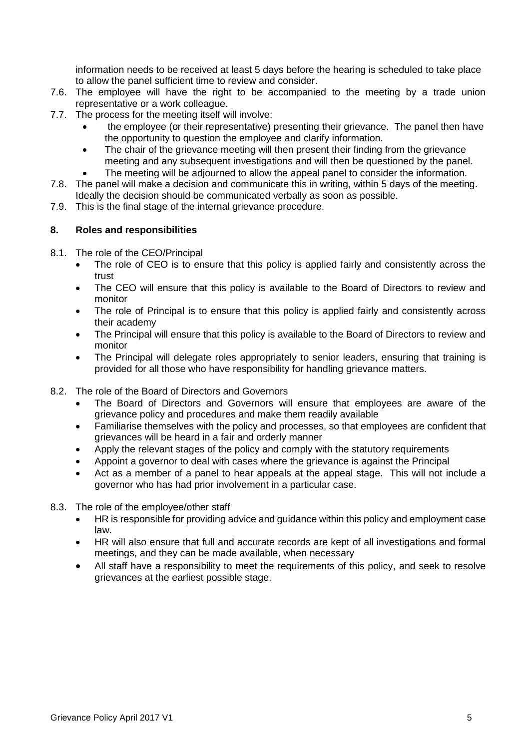information needs to be received at least 5 days before the hearing is scheduled to take place to allow the panel sufficient time to review and consider.

7.6. The employee will have the right to be accompanied to the meeting by a trade union representative or a work colleague.

7.7. The process for the meeting itself will involve:

- the employee (or their representative) presenting their grievance. The panel then have the opportunity to question the employee and clarify information.
- The chair of the grievance meeting will then present their finding from the grievance meeting and any subsequent investigations and will then be questioned by the panel.
- The meeting will be adjourned to allow the appeal panel to consider the information.

7.8. The panel will make a decision and communicate this in writing, within 5 days of the meeting. Ideally the decision should be communicated verbally as soon as possible.

7.9. This is the final stage of the internal grievance procedure.

## 8. Roles and responsibilities

8.1. The role of the CEO/Principal

- The role of CEO is to ensure that this policy is applied fairly and consistently across the trust
- The CEO will ensure that this policy is available to the Board of Directors to review and monitor
- The role of Principal is to ensure that this policy is applied fairly and consistently across their academy
- The Principal will ensure that this policy is available to the Board of Directors to review and monitor
- The Principal will delegate roles appropriately to senior leaders, ensuring that training is provided for all those who have responsibility for handling grievance matters.

8.2. The role of the Board of Directors and Governors

- The Board of Directors and Governors will ensure that employees are aware of the grievance policy and procedures and make them readily available
- Familiarise themselves with the policy and processes, so that employees are confident that grievances will be heard in a fair and orderly manner
- Apply the relevant stages of the policy and comply with the statutory requirements
- Appoint a governor to deal with cases where the grievance is against the Principal
- Act as a member of a panel to hear appeals at the appeal stage. This will not include a governor who has had prior involvement in a particular case.

8.3. The role of the employee/other staff

- HR is responsible for providing advice and guidance within this policy and employment case law.
- HR will also ensure that full and accurate records are kept of all investigations and formal meetings, and they can be made available, when necessary
- All staff have a responsibility to meet the requirements of this policy, and seek to resolve grievances at the earliest possible stage.